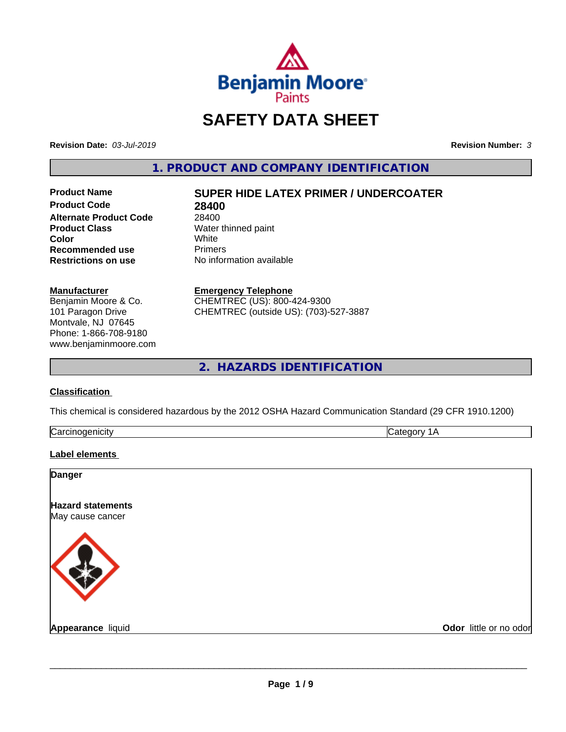# SAFETY DATA SHEET

**Revision Date:** *03-Jul-2019* **Revision Number:** *3*

## 1. PRODUCT AND COMPANY IDENTIFICATION

| | |
|---|---|
| **Product Name** | **SUPER HIDE LATEX PRIMER / UNDERCOATER** |
| **Product Code** | **28400** |
| **Alternate Product Code** | 28400 |
| **Product Class** | Water thinned paint |
| **Color** | White |
| **Recommended use** | Primers |
| **Restrictions on use** | No information available |

**Manufacturer**
Benjamin Moore & Co.
101 Paragon Drive
Montvale, NJ 07645
Phone: 1-866-708-9180
www.benjaminmoore.com

**Emergency Telephone**
CHEMTREC (US): 800-424-9300
CHEMTREC (outside US): (703)-527-3887

## 2. HAZARDS IDENTIFICATION

**Classification**

This chemical is considered hazardous by the 2012 OSHA Hazard Communication Standard (29 CFR 1910.1200)

| | |
|---|---|
| Carcinogenicity | Category 1A |

**Label elements**

**Danger**

**Hazard statements**
May cause cancer

**Appearance** liquid **Odor** little or no odor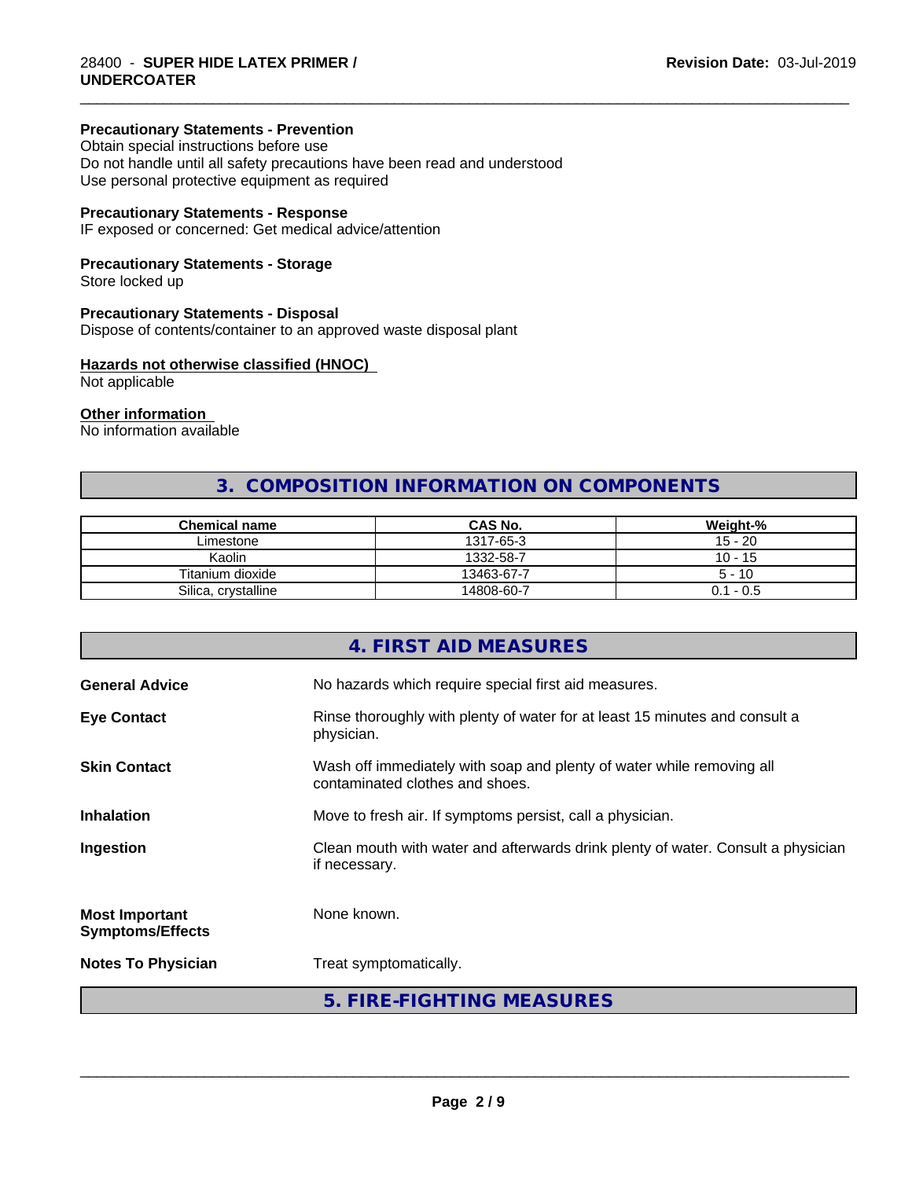**Precautionary Statements - Prevention**
Obtain special instructions before use
Do not handle until all safety precautions have been read and understood
Use personal protective equipment as required

**Precautionary Statements - Response**
IF exposed or concerned: Get medical advice/attention

**Precautionary Statements - Storage**
Store locked up

**Precautionary Statements - Disposal**
Dispose of contents/container to an approved waste disposal plant

**Hazards not otherwise classified (HNOC)**
Not applicable

**Other information**
No information available

## 3. COMPOSITION INFORMATION ON COMPONENTS

| Chemical name | CAS No. | Weight-% |
|---|---|---|
| Limestone | 1317-65-3 | 15 - 20 |
| Kaolin | 1332-58-7 | 10 - 15 |
| Titanium dioxide | 13463-67-7 | 5 - 10 |
| Silica, crystalline | 14808-60-7 | 0.1 - 0.5 |

## 4. FIRST AID MEASURES

**General Advice** No hazards which require special first aid measures.

**Eye Contact** Rinse thoroughly with plenty of water for at least 15 minutes and consult a physician.

**Skin Contact** Wash off immediately with soap and plenty of water while removing all contaminated clothes and shoes.

**Inhalation** Move to fresh air. If symptoms persist, call a physician.

**Ingestion** Clean mouth with water and afterwards drink plenty of water. Consult a physician if necessary.

**Most Important Symptoms/Effects** None known.

**Notes To Physician** Treat symptomatically.

## 5. FIRE-FIGHTING MEASURES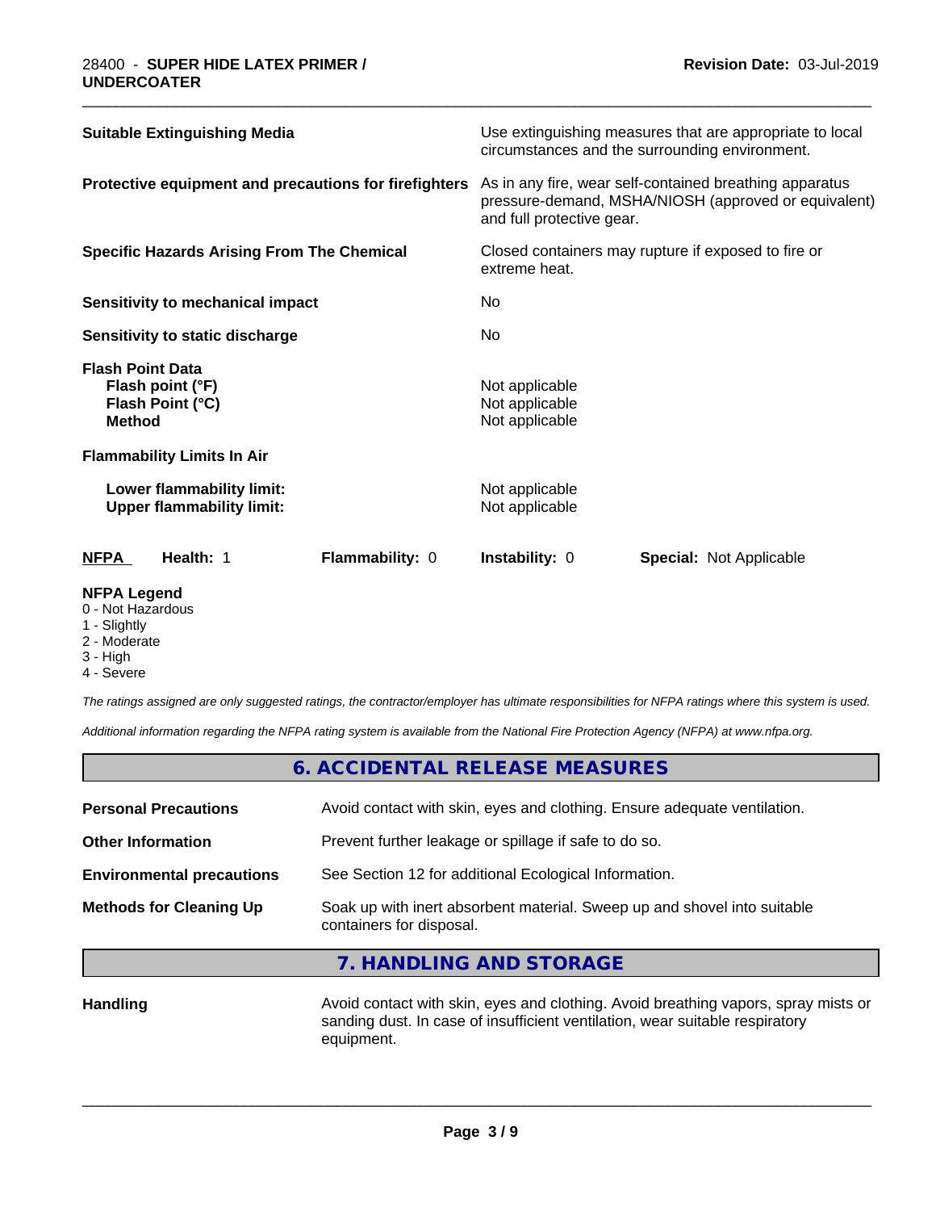| | |
|---|---|
| **Suitable Extinguishing Media** | Use extinguishing measures that are appropriate to local circumstances and the surrounding environment. |
| **Protective equipment and precautions for firefighters** | As in any fire, wear self-contained breathing apparatus pressure-demand, MSHA/NIOSH (approved or equivalent) and full protective gear. |
| **Specific Hazards Arising From The Chemical** | Closed containers may rupture if exposed to fire or extreme heat. |
| **Sensitivity to mechanical impact** | No |
| **Sensitivity to static discharge** | No |

**Flash Point Data**

| | |
|---|---|
| **Flash point (°F)** | Not applicable |
| **Flash Point (°C)** | Not applicable |
| **Method** | Not applicable |

**Flammability Limits In Air**

| | |
|---|---|
| **Lower flammability limit:** | Not applicable |
| **Upper flammability limit:** | Not applicable |

| | | | | |
|---|---|---|---|---|
| **NFPA** | **Health:** 1 | **Flammability:** 0 | **Instability:** 0 | **Special:** Not Applicable |

**NFPA Legend**
- 0 - Not Hazardous
- 1 - Slightly
- 2 - Moderate
- 3 - High
- 4 - Severe

*The ratings assigned are only suggested ratings, the contractor/employer has ultimate responsibilities for NFPA ratings where this system is used.*

*Additional information regarding the NFPA rating system is available from the National Fire Protection Agency (NFPA) at www.nfpa.org.*

## 6. ACCIDENTAL RELEASE MEASURES

| | |
|---|---|
| **Personal Precautions** | Avoid contact with skin, eyes and clothing. Ensure adequate ventilation. |
| **Other Information** | Prevent further leakage or spillage if safe to do so. |
| **Environmental precautions** | See Section 12 for additional Ecological Information. |
| **Methods for Cleaning Up** | Soak up with inert absorbent material. Sweep up and shovel into suitable containers for disposal. |

## 7. HANDLING AND STORAGE

| | |
|---|---|
| **Handling** | Avoid contact with skin, eyes and clothing. Avoid breathing vapors, spray mists or sanding dust. In case of insufficient ventilation, wear suitable respiratory equipment. |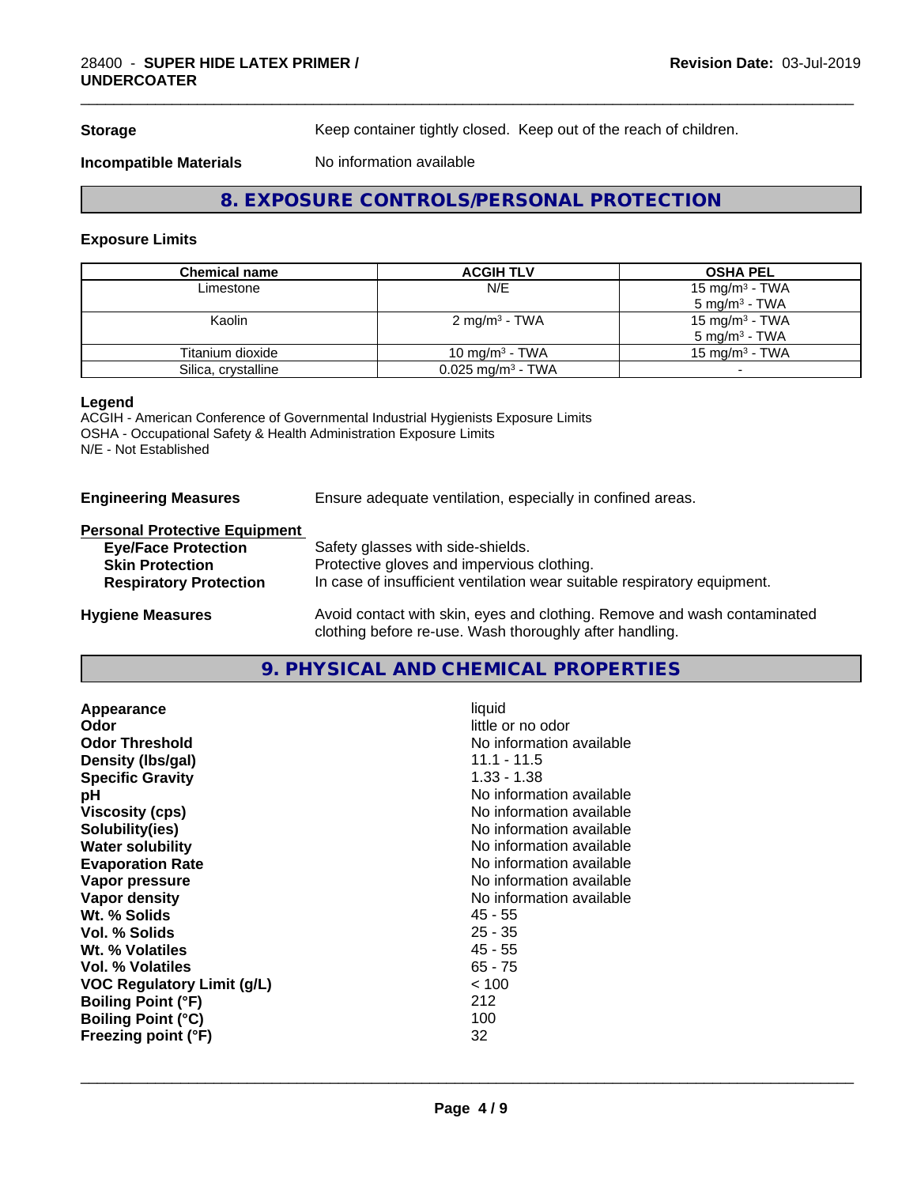**Storage** Keep container tightly closed. Keep out of the reach of children.

**Incompatible Materials** No information available

## 8. EXPOSURE CONTROLS/PERSONAL PROTECTION

### Exposure Limits

| Chemical name | ACGIH TLV | OSHA PEL |
|---|---|---|
| Limestone | N/E | 15 mg/m³ - TWA<br>5 mg/m³ - TWA |
| Kaolin | 2 mg/m³ - TWA | 15 mg/m³ - TWA<br>5 mg/m³ - TWA |
| Titanium dioxide | 10 mg/m³ - TWA | 15 mg/m³ - TWA |
| Silica, crystalline | 0.025 mg/m³ - TWA | - |

**Legend**
ACGIH - American Conference of Governmental Industrial Hygienists Exposure Limits
OSHA - Occupational Safety & Health Administration Exposure Limits
N/E - Not Established

**Engineering Measures** Ensure adequate ventilation, especially in confined areas.

**Personal Protective Equipment**
- **Eye/Face Protection** Safety glasses with side-shields.
- **Skin Protection** Protective gloves and impervious clothing.
- **Respiratory Protection** In case of insufficient ventilation wear suitable respiratory equipment.

**Hygiene Measures** Avoid contact with skin, eyes and clothing. Remove and wash contaminated clothing before re-use. Wash thoroughly after handling.

## 9. PHYSICAL AND CHEMICAL PROPERTIES

| | |
|---|---|
| **Appearance** | liquid |
| **Odor** | little or no odor |
| **Odor Threshold** | No information available |
| **Density (lbs/gal)** | 11.1 - 11.5 |
| **Specific Gravity** | 1.33 - 1.38 |
| **pH** | No information available |
| **Viscosity (cps)** | No information available |
| **Solubility(ies)** | No information available |
| **Water solubility** | No information available |
| **Evaporation Rate** | No information available |
| **Vapor pressure** | No information available |
| **Vapor density** | No information available |
| **Wt. % Solids** | 45 - 55 |
| **Vol. % Solids** | 25 - 35 |
| **Wt. % Volatiles** | 45 - 55 |
| **Vol. % Volatiles** | 65 - 75 |
| **VOC Regulatory Limit (g/L)** | < 100 |
| **Boiling Point (°F)** | 212 |
| **Boiling Point (°C)** | 100 |
| **Freezing point (°F)** | 32 |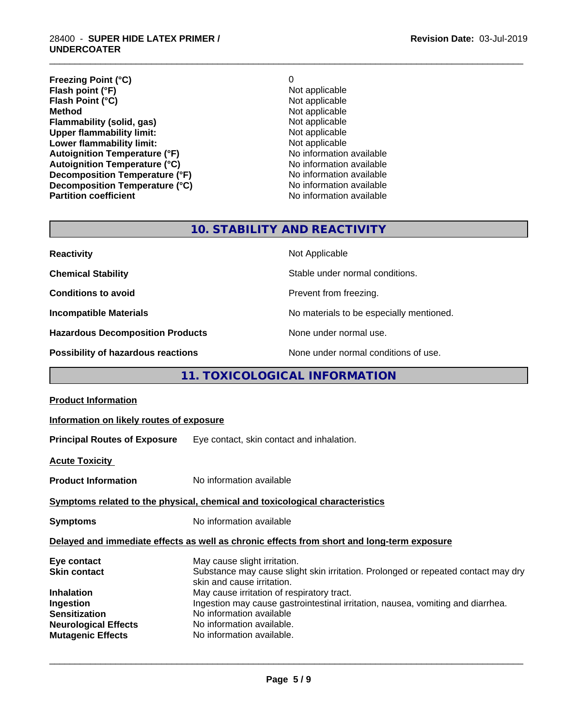| | |
|---|---|
| **Freezing Point (°C)** | 0 |
| **Flash point (°F)** | Not applicable |
| **Flash Point (°C)** | Not applicable |
| **Method** | Not applicable |
| **Flammability (solid, gas)** | Not applicable |
| **Upper flammability limit:** | Not applicable |
| **Lower flammability limit:** | Not applicable |
| **Autoignition Temperature (°F)** | No information available |
| **Autoignition Temperature (°C)** | No information available |
| **Decomposition Temperature (°F)** | No information available |
| **Decomposition Temperature (°C)** | No information available |
| **Partition coefficient** | No information available |

## 10. STABILITY AND REACTIVITY

| | |
|---|---|
| **Reactivity** | Not Applicable |
| **Chemical Stability** | Stable under normal conditions. |
| **Conditions to avoid** | Prevent from freezing. |
| **Incompatible Materials** | No materials to be especially mentioned. |
| **Hazardous Decomposition Products** | None under normal use. |
| **Possibility of hazardous reactions** | None under normal conditions of use. |

## 11. TOXICOLOGICAL INFORMATION

**Product Information**

**Information on likely routes of exposure**

**Principal Routes of Exposure** Eye contact, skin contact and inhalation.

**Acute Toxicity**

**Product Information** No information available

**Symptoms related to the physical, chemical and toxicological characteristics**

**Symptoms** No information available

**Delayed and immediate effects as well as chronic effects from short and long-term exposure**

| | |
|---|---|
| **Eye contact** | May cause slight irritation. |
| **Skin contact** | Substance may cause slight skin irritation. Prolonged or repeated contact may dry skin and cause irritation. |
| **Inhalation** | May cause irritation of respiratory tract. |
| **Ingestion** | Ingestion may cause gastrointestinal irritation, nausea, vomiting and diarrhea. |
| **Sensitization** | No information available |
| **Neurological Effects** | No information available. |
| **Mutagenic Effects** | No information available. |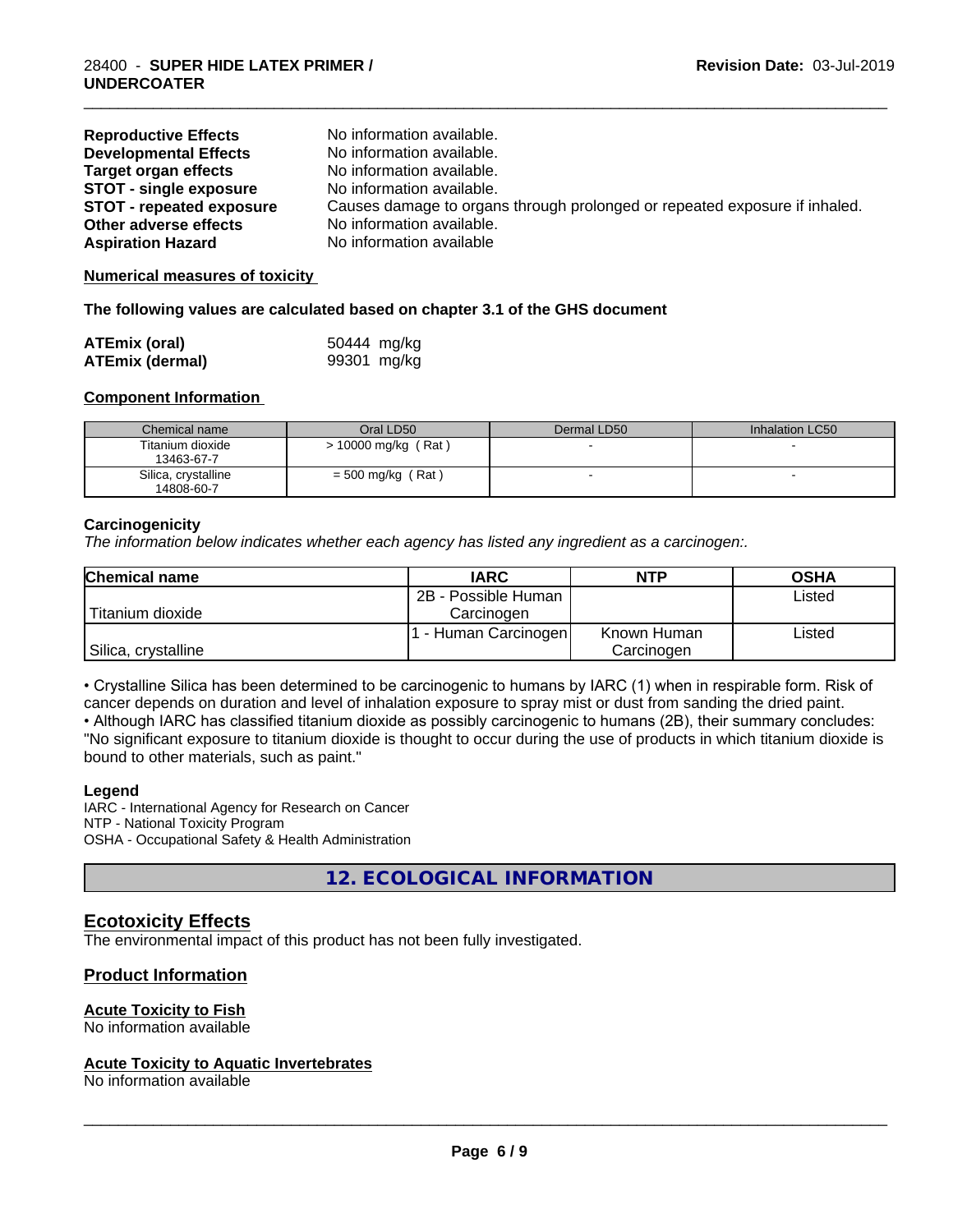| | |
|---|---|
| **Reproductive Effects** | No information available. |
| **Developmental Effects** | No information available. |
| **Target organ effects** | No information available. |
| **STOT - single exposure** | No information available. |
| **STOT - repeated exposure** | Causes damage to organs through prolonged or repeated exposure if inhaled. |
| **Other adverse effects** | No information available. |
| **Aspiration Hazard** | No information available |

**Numerical measures of toxicity**

**The following values are calculated based on chapter 3.1 of the GHS document**

| | |
|---|---|
| **ATEmix (oral)** | 50444 mg/kg |
| **ATEmix (dermal)** | 99301 mg/kg |

**Component Information**

| Chemical name | Oral LD50 | Dermal LD50 | Inhalation LC50 |
|---|---|---|---|
| Titanium dioxide 13463-67-7 | > 10000 mg/kg ( Rat ) | - | - |
| Silica, crystalline 14808-60-7 | = 500 mg/kg ( Rat ) | - | - |

**Carcinogenicity**

*The information below indicates whether each agency has listed any ingredient as a carcinogen:.*

| Chemical name | IARC | NTP | OSHA |
|---|---|---|---|
| Titanium dioxide | 2B - Possible Human Carcinogen | | Listed |
| Silica, crystalline | 1 - Human Carcinogen | Known Human Carcinogen | Listed |

• Crystalline Silica has been determined to be carcinogenic to humans by IARC (1) when in respirable form. Risk of cancer depends on duration and level of inhalation exposure to spray mist or dust from sanding the dried paint.
• Although IARC has classified titanium dioxide as possibly carcinogenic to humans (2B), their summary concludes: "No significant exposure to titanium dioxide is thought to occur during the use of products in which titanium dioxide is bound to other materials, such as paint."

**Legend**

IARC - International Agency for Research on Cancer
NTP - National Toxicity Program
OSHA - Occupational Safety & Health Administration

## 12. ECOLOGICAL INFORMATION

### Ecotoxicity Effects

The environmental impact of this product has not been fully investigated.

### Product Information

**Acute Toxicity to Fish**
No information available

**Acute Toxicity to Aquatic Invertebrates**
No information available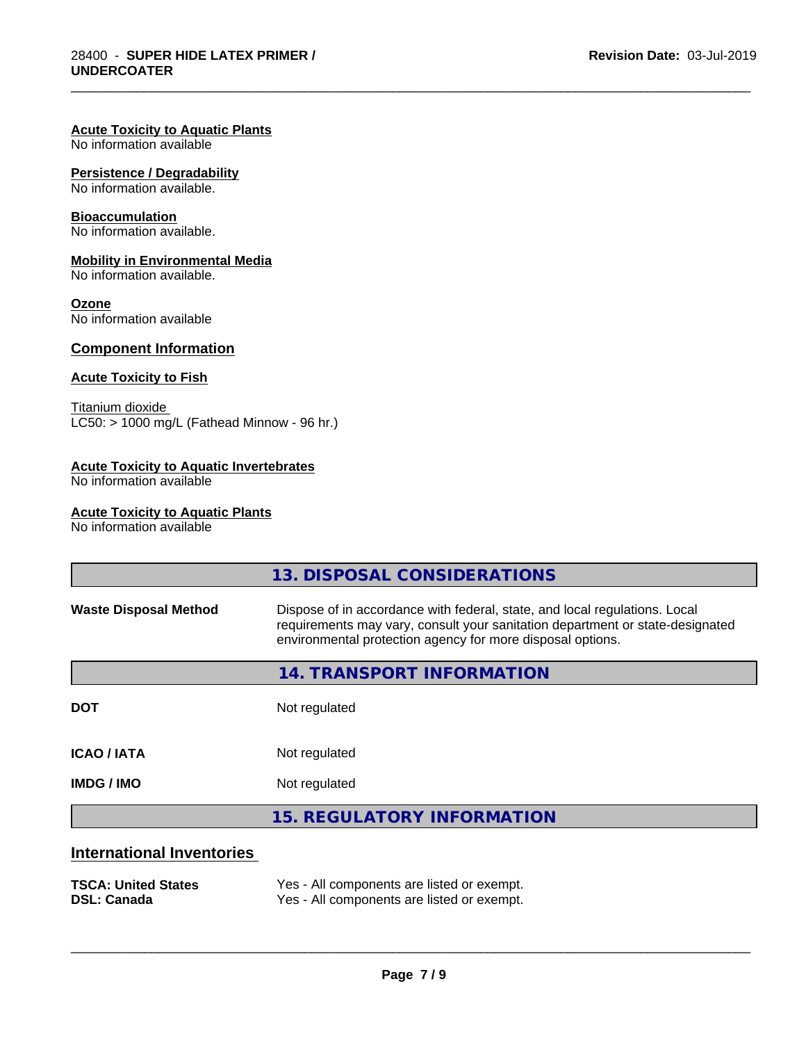**Acute Toxicity to Aquatic Plants**
No information available

**Persistence / Degradability**
No information available.

**Bioaccumulation**
No information available.

**Mobility in Environmental Media**
No information available.

**Ozone**
No information available

## Component Information

**Acute Toxicity to Fish**

Titanium dioxide
LC50: > 1000 mg/L (Fathead Minnow - 96 hr.)

**Acute Toxicity to Aquatic Invertebrates**
No information available

**Acute Toxicity to Aquatic Plants**
No information available

## 13. DISPOSAL CONSIDERATIONS

| | |
|---|---|
| **Waste Disposal Method** | Dispose of in accordance with federal, state, and local regulations. Local requirements may vary, consult your sanitation department or state-designated environmental protection agency for more disposal options. |

## 14. TRANSPORT INFORMATION

| | |
|---|---|
| **DOT** | Not regulated |
| **ICAO / IATA** | Not regulated |
| **IMDG / IMO** | Not regulated |

## 15. REGULATORY INFORMATION

### International Inventories

| | |
|---|---|
| **TSCA: United States** | Yes - All components are listed or exempt. |
| **DSL: Canada** | Yes - All components are listed or exempt. |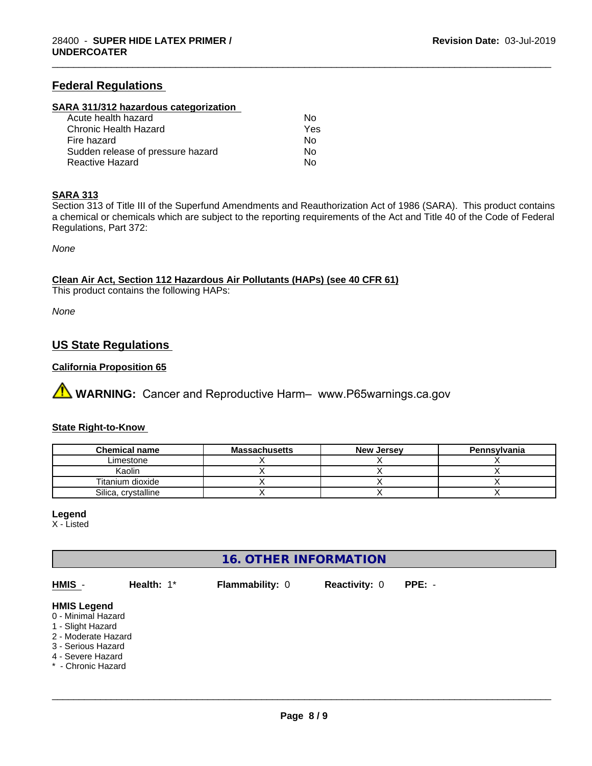## Federal Regulations

**SARA 311/312 hazardous categorization**

| | |
|---|---|
| Acute health hazard | No |
| Chronic Health Hazard | Yes |
| Fire hazard | No |
| Sudden release of pressure hazard | No |
| Reactive Hazard | No |

**SARA 313**

Section 313 of Title III of the Superfund Amendments and Reauthorization Act of 1986 (SARA). This product contains a chemical or chemicals which are subject to the reporting requirements of the Act and Title 40 of the Code of Federal Regulations, Part 372:

*None*

**Clean Air Act, Section 112 Hazardous Air Pollutants (HAPs) (see 40 CFR 61)**

This product contains the following HAPs:

*None*

## US State Regulations

**California Proposition 65**

⚠ **WARNING:** Cancer and Reproductive Harm– www.P65warnings.ca.gov

**State Right-to-Know**

| Chemical name | Massachusetts | New Jersey | Pennsylvania |
|---|---|---|---|
| Limestone | X | X | X |
| Kaolin | X | X | X |
| Titanium dioxide | X | X | X |
| Silica, crystalline | X | X | X |

**Legend**

X - Listed

## 16. OTHER INFORMATION

**HMIS** - **Health:** 1* **Flammability:** 0 **Reactivity:** 0 **PPE:** -

**HMIS Legend**

0 - Minimal Hazard
1 - Slight Hazard
2 - Moderate Hazard
3 - Serious Hazard
4 - Severe Hazard
* - Chronic Hazard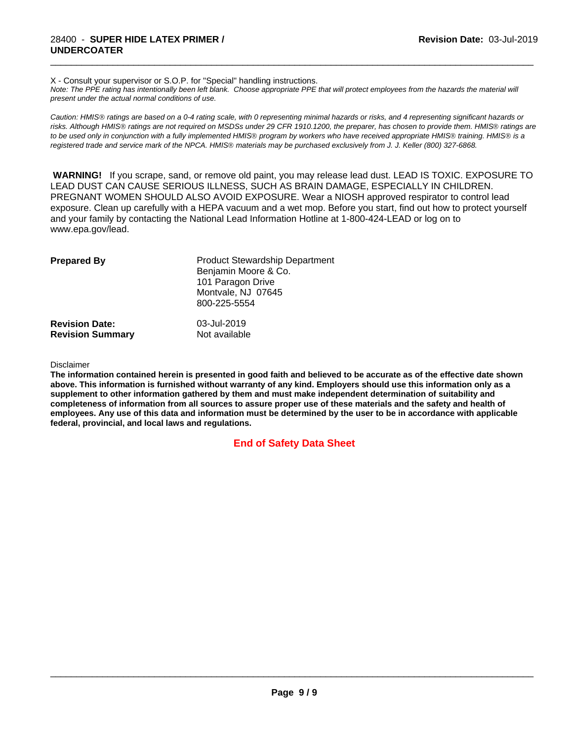X - Consult your supervisor or S.O.P. for "Special" handling instructions.

*Note: The PPE rating has intentionally been left blank. Choose appropriate PPE that will protect employees from the hazards the material will present under the actual normal conditions of use.*

*Caution: HMIS® ratings are based on a 0-4 rating scale, with 0 representing minimal hazards or risks, and 4 representing significant hazards or risks. Although HMIS® ratings are not required on MSDSs under 29 CFR 1910.1200, the preparer, has chosen to provide them. HMIS® ratings are to be used only in conjunction with a fully implemented HMIS® program by workers who have received appropriate HMIS® training. HMIS® is a registered trade and service mark of the NPCA. HMIS® materials may be purchased exclusively from J. J. Keller (800) 327-6868.*

**WARNING!** If you scrape, sand, or remove old paint, you may release lead dust. LEAD IS TOXIC. EXPOSURE TO LEAD DUST CAN CAUSE SERIOUS ILLNESS, SUCH AS BRAIN DAMAGE, ESPECIALLY IN CHILDREN. PREGNANT WOMEN SHOULD ALSO AVOID EXPOSURE. Wear a NIOSH approved respirator to control lead exposure. Clean up carefully with a HEPA vacuum and a wet mop. Before you start, find out how to protect yourself and your family by contacting the National Lead Information Hotline at 1-800-424-LEAD or log on to www.epa.gov/lead.

| | |
|---|---|
| **Prepared By** | Product Stewardship Department<br>Benjamin Moore & Co.<br>101 Paragon Drive<br>Montvale, NJ 07645<br>800-225-5554 |
| **Revision Date:** | 03-Jul-2019 |
| **Revision Summary** | Not available |

Disclaimer

**The information contained herein is presented in good faith and believed to be accurate as of the effective date shown above. This information is furnished without warranty of any kind. Employers should use this information only as a supplement to other information gathered by them and must make independent determination of suitability and completeness of information from all sources to assure proper use of these materials and the safety and health of employees. Any use of this data and information must be determined by the user to be in accordance with applicable federal, provincial, and local laws and regulations.**

**End of Safety Data Sheet**